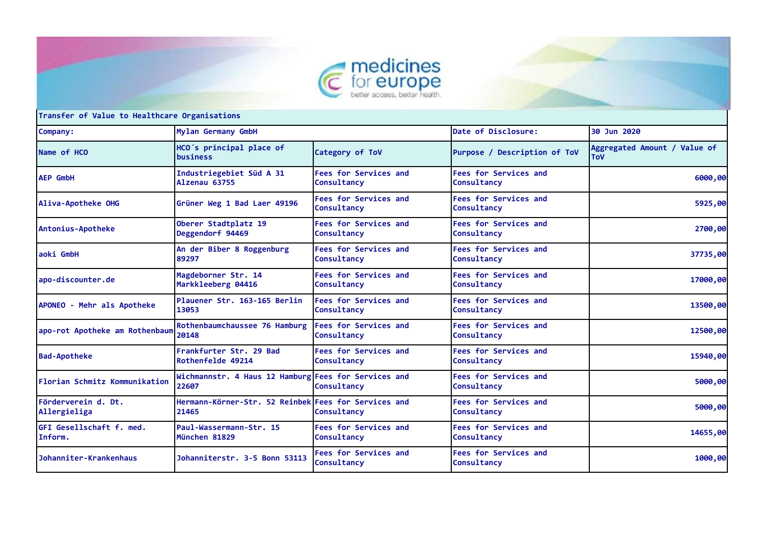| Transfer of Value to Healthcare Organisations | | | | |
|---|---|---|---|---|
| Company: | Mylan Germany GmbH | | Date of Disclosure: | 30 Jun 2020 |
| Name of HCO | HCO´s principal place of business | Category of ToV | Purpose / Description of ToV | Aggregated Amount / Value of ToV |
| AEP GmbH | Industriegebiet Süd A 31 Alzenau 63755 | Fees for Services and Consultancy | Fees for Services and Consultancy | 6000,00 |
| Aliva-Apotheke OHG | Grüner Weg 1 Bad Laer 49196 | Fees for Services and Consultancy | Fees for Services and Consultancy | 5925,00 |
| Antonius-Apotheke | Oberer Stadtplatz 19 Deggendorf 94469 | Fees for Services and Consultancy | Fees for Services and Consultancy | 2700,00 |
| aoki GmbH | An der Biber 8 Roggenburg 89297 | Fees for Services and Consultancy | Fees for Services and Consultancy | 37735,00 |
| apo-discounter.de | Magdeborner Str. 14 Markkleeberg 04416 | Fees for Services and Consultancy | Fees for Services and Consultancy | 17000,00 |
| APONEO - Mehr als Apotheke | Plauener Str. 163-165 Berlin 13053 | Fees for Services and Consultancy | Fees for Services and Consultancy | 13500,00 |
| apo-rot Apotheke am Rothenbaum | Rothenbaumchaussee 76 Hamburg 20148 | Fees for Services and Consultancy | Fees for Services and Consultancy | 12500,00 |
| Bad-Apotheke | Frankfurter Str. 29 Bad Rothenfelde 49214 | Fees for Services and Consultancy | Fees for Services and Consultancy | 15940,00 |
| Florian Schmitz Kommunikation | Wichmannstr. 4 Haus 12 Hamburg 22607 | Fees for Services and Consultancy | Fees for Services and Consultancy | 5000,00 |
| Förderverein d. Dt. Allergieliga | Hermann-Körner-Str. 52 Reinbek 21465 | Fees for Services and Consultancy | Fees for Services and Consultancy | 5000,00 |
| GFI Gesellschaft f. med. Inform. | Paul-Wassermann-Str. 15 München 81829 | Fees for Services and Consultancy | Fees for Services and Consultancy | 14655,00 |
| Johanniter-Krankenhaus | Johanniterstr. 3-5 Bonn 53113 | Fees for Services and Consultancy | Fees for Services and Consultancy | 1000,00 |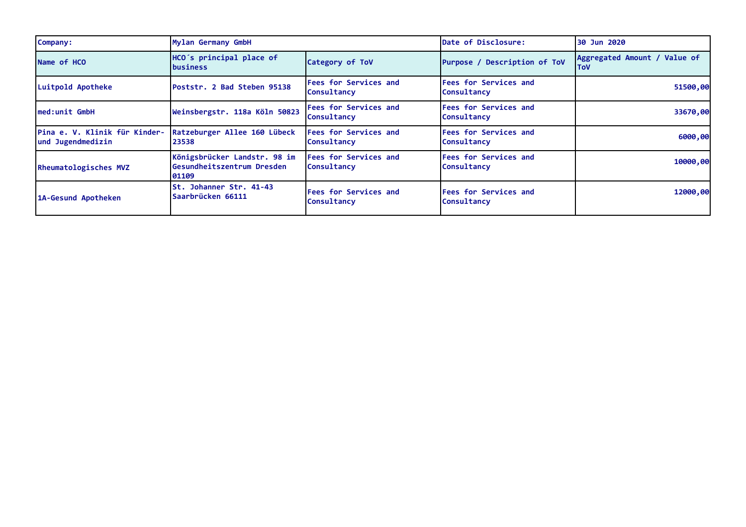| Company: | Mylan Germany GmbH | | Date of Disclosure: | 30 Jun 2020 |
|---|---|---|---|---|
| Name of HCO | HCO´s principal place of business | Category of ToV | Purpose / Description of ToV | Aggregated Amount / Value of ToV |
| Luitpold Apotheke | Poststr. 2 Bad Steben 95138 | Fees for Services and Consultancy | Fees for Services and Consultancy | 51500,00 |
| med:unit GmbH | Weinsbergstr. 118a Köln 50823 | Fees for Services and Consultancy | Fees for Services and Consultancy | 33670,00 |
| Pina e. V. Klinik für Kinder- und Jugendmedizin | Ratzeburger Allee 160 Lübeck 23538 | Fees for Services and Consultancy | Fees for Services and Consultancy | 6000,00 |
| Rheumatologisches MVZ | Königsbrücker Landstr. 98 im Gesundheitszentrum Dresden 01109 | Fees for Services and Consultancy | Fees for Services and Consultancy | 10000,00 |
| 1A-Gesund Apotheken | St. Johanner Str. 41-43 Saarbrücken 66111 | Fees for Services and Consultancy | Fees for Services and Consultancy | 12000,00 |